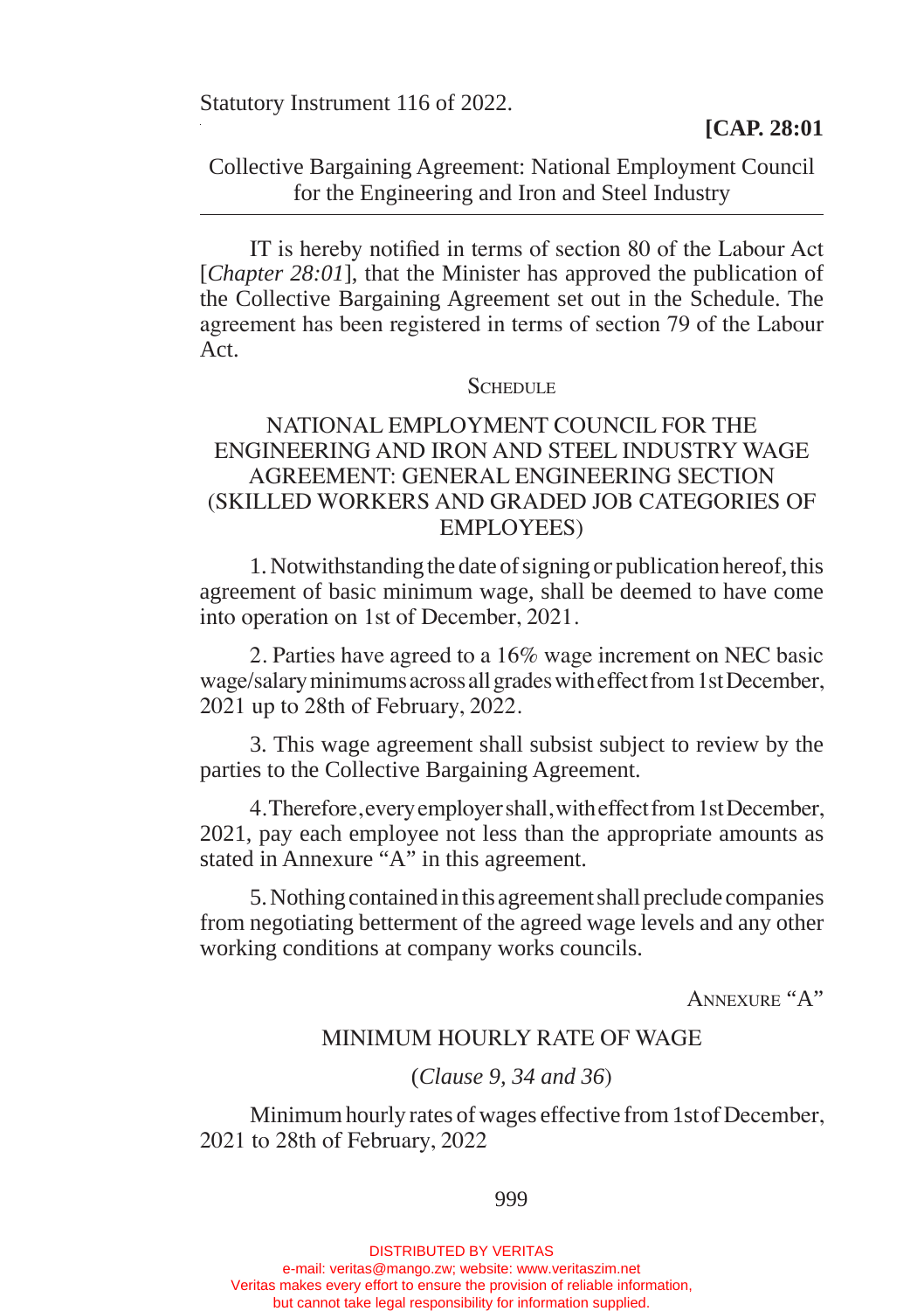Statutory Instrument 116 of 2022.

**[CAP. 28:01**

Collective Bargaining Agreement: National Employment Council for the Engineering and Iron and Steel Industry

IT is hereby notified in terms of section 80 of the Labour Act [*Chapter 28:01*], that the Minister has approved the publication of the Collective Bargaining Agreement set out in the Schedule. The agreement has been registered in terms of section 79 of the Labour Act.

SCHEDULE

NATIONAL EMPLOYMENT COUNCIL FOR THE ENGINEERING AND IRON AND STEEL INDUSTRY WAGE AGREEMENT: GENERAL ENGINEERING SECTION (SKILLED WORKERS AND GRADED JOB CATEGORIES OF EMPLOYEES)

1. Notwithstanding the date of signing or publication hereof, this agreement of basic minimum wage, shall be deemed to have come into operation on 1st of December, 2021.

2. Parties have agreed to a 16% wage increment on NEC basic wage/salary minimums across all grades with effect from 1st December, 2021 up to 28th of February, 2022.

3. This wage agreement shall subsist subject to review by the parties to the Collective Bargaining Agreement.

4. Therefore, every employer shall, with effect from 1st December, 2021, pay each employee not less than the appropriate amounts as stated in Annexure "A" in this agreement.

5. Nothing contained in this agreement shall preclude companies from negotiating betterment of the agreed wage levels and any other working conditions at company works councils.

ANNEXURE "A"

MINIMUM HOURLY RATE OF WAGE

(*Clause 9, 34 and 36*)

Minimum hourly rates of wages effective from 1st of December, 2021 to 28th of February, 2022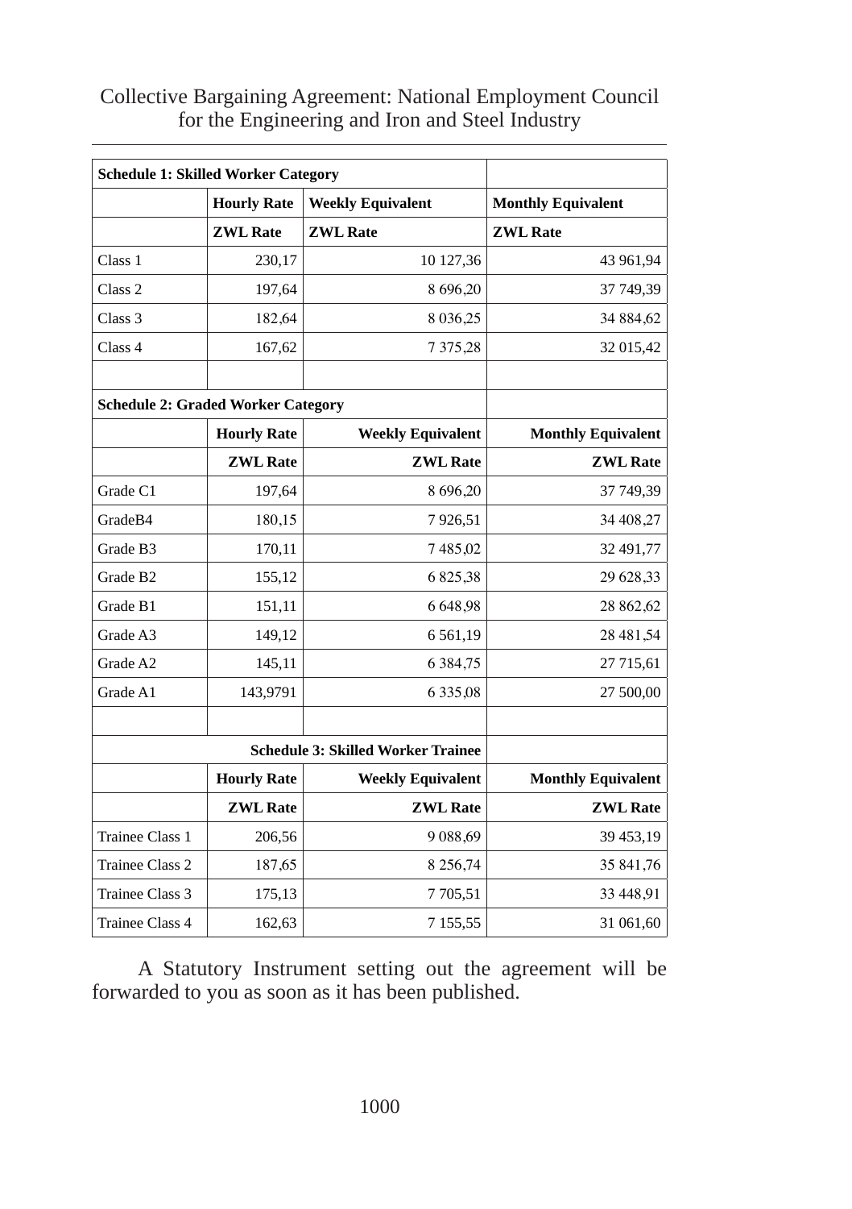Collective Bargaining Agreement: National Employment Council for the Engineering and Iron and Steel Industry

| **Schedule 1: Skilled Worker Category** | | | |
|---|---|---|---|
| | **Hourly Rate** | **Weekly Equivalent** | **Monthly Equivalent** |
| | **ZWL Rate** | **ZWL Rate** | **ZWL Rate** |
| Class 1 | 230,17 | 10 127,36 | 43 961,94 |
| Class 2 | 197,64 | 8 696,20 | 37 749,39 |
| Class 3 | 182,64 | 8 036,25 | 34 884,62 |
| Class 4 | 167,62 | 7 375,28 | 32 015,42 |
| | | | |
| **Schedule 2: Graded Worker Category** | | | |
| | **Hourly Rate** | **Weekly Equivalent** | **Monthly Equivalent** |
| | **ZWL Rate** | **ZWL Rate** | **ZWL Rate** |
| Grade C1 | 197,64 | 8 696,20 | 37 749,39 |
| GradeB4 | 180,15 | 7 926,51 | 34 408,27 |
| Grade B3 | 170,11 | 7 485,02 | 32 491,77 |
| Grade B2 | 155,12 | 6 825,38 | 29 628,33 |
| Grade B1 | 151,11 | 6 648,98 | 28 862,62 |
| Grade A3 | 149,12 | 6 561,19 | 28 481,54 |
| Grade A2 | 145,11 | 6 384,75 | 27 715,61 |
| Grade A1 | 143,9791 | 6 335,08 | 27 500,00 |
| | | | |
| **Schedule 3: Skilled Worker Trainee** | | | |
| | **Hourly Rate** | **Weekly Equivalent** | **Monthly Equivalent** |
| | **ZWL Rate** | **ZWL Rate** | **ZWL Rate** |
| Trainee Class 1 | 206,56 | 9 088,69 | 39 453,19 |
| Trainee Class 2 | 187,65 | 8 256,74 | 35 841,76 |
| Trainee Class 3 | 175,13 | 7 705,51 | 33 448,91 |
| Trainee Class 4 | 162,63 | 7 155,55 | 31 061,60 |

A Statutory Instrument setting out the agreement will be forwarded to you as soon as it has been published.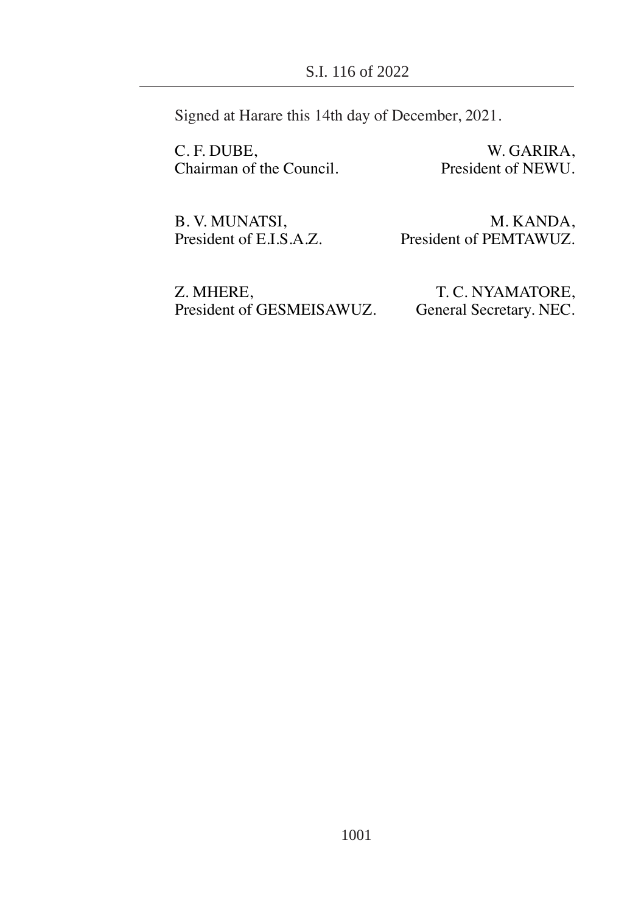Signed at Harare this 14th day of December, 2021.

C. F. DUBE,
Chairman of the Council.

W. GARIRA,
President of NEWU.

B. V. MUNATSI,
President of E.I.S.A.Z.

M. KANDA,
President of PEMTAWUZ.

Z. MHERE,
President of GESMEISAWUZ.

T. C. NYAMATORE,
General Secretary. NEC.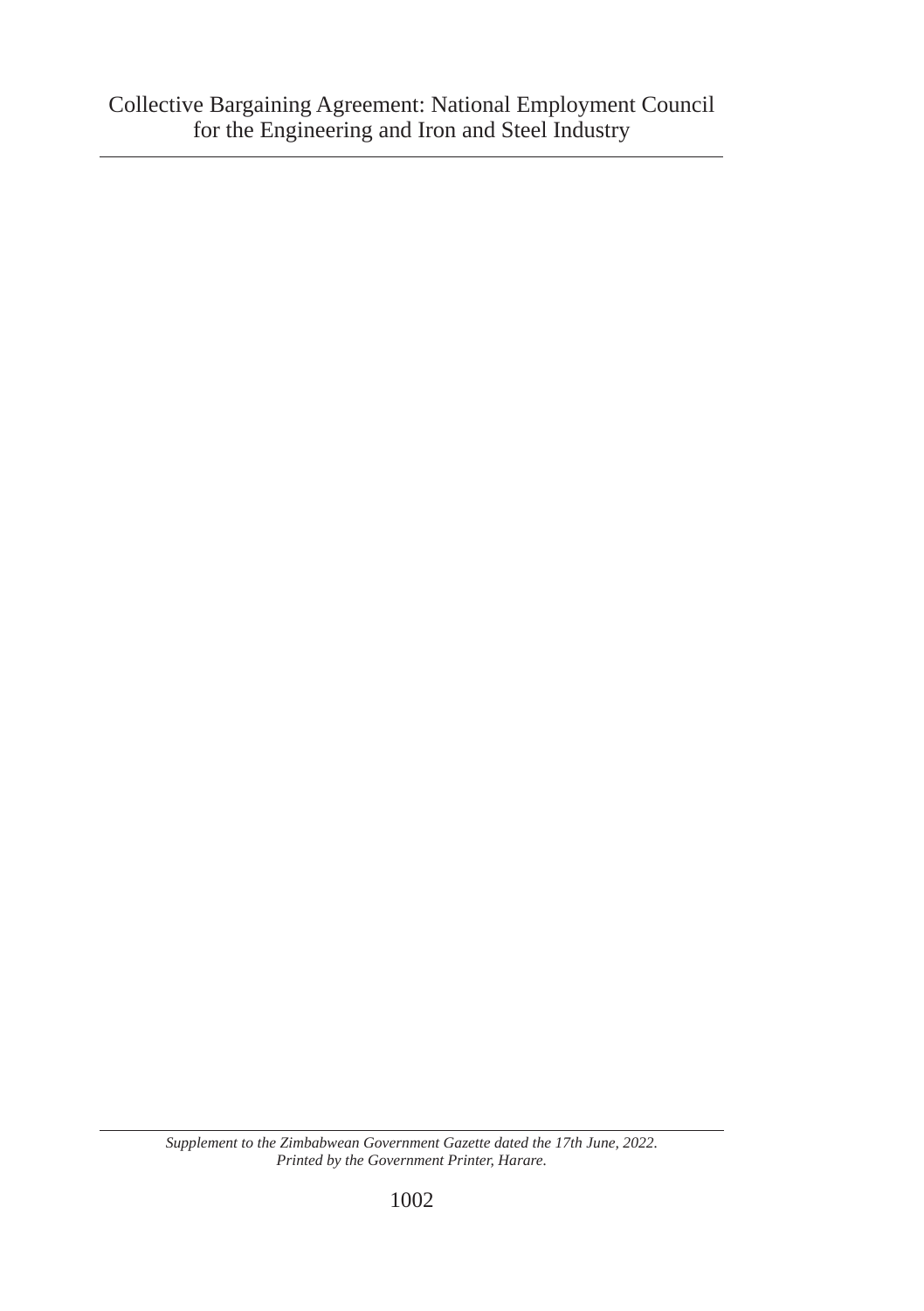*Supplement to the Zimbabwean Government Gazette dated the 17th June, 2022.*
*Printed by the Government Printer, Harare.*